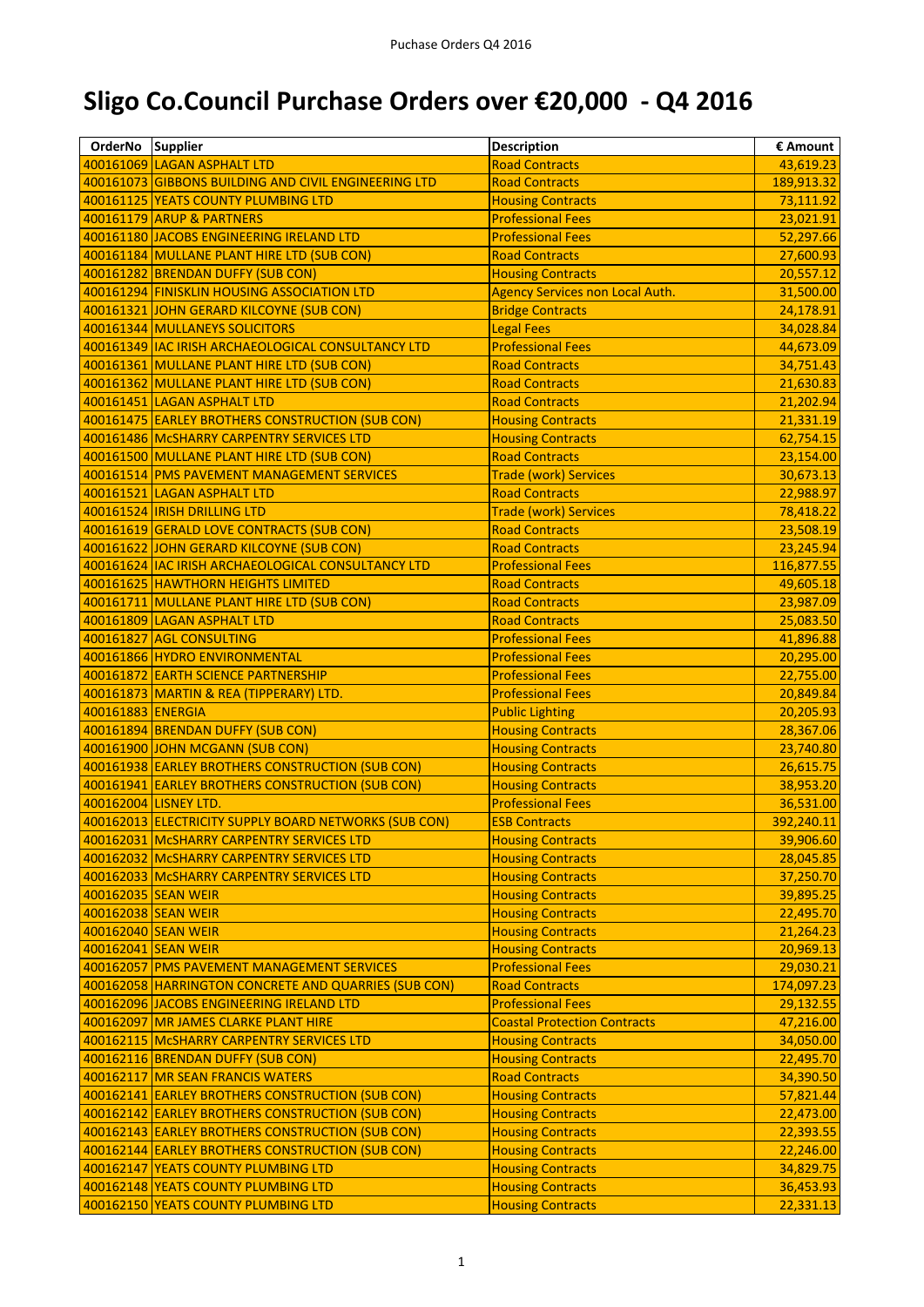# Sligo Co.Council Purchase Orders over €20,000 - Q4 2016

| OrderNo | Supplier | Description | € Amount |
|---|---|---|---|
| 400161069 | LAGAN ASPHALT LTD | Road Contracts | 43,619.23 |
| 400161073 | GIBBONS BUILDING AND CIVIL ENGINEERING LTD | Road Contracts | 189,913.32 |
| 400161125 | YEATS COUNTY PLUMBING LTD | Housing Contracts | 73,111.92 |
| 400161179 | ARUP & PARTNERS | Professional Fees | 23,021.91 |
| 400161180 | JACOBS ENGINEERING IRELAND LTD | Professional Fees | 52,297.66 |
| 400161184 | MULLANE PLANT HIRE LTD (SUB CON) | Road Contracts | 27,600.93 |
| 400161282 | BRENDAN DUFFY (SUB CON) | Housing Contracts | 20,557.12 |
| 400161294 | FINISKLIN HOUSING ASSOCIATION LTD | Agency Services non Local Auth. | 31,500.00 |
| 400161321 | JOHN GERARD KILCOYNE (SUB CON) | Bridge Contracts | 24,178.91 |
| 400161344 | MULLANEYS SOLICITORS | Legal Fees | 34,028.84 |
| 400161349 | IAC IRISH ARCHAEOLOGICAL CONSULTANCY LTD | Professional Fees | 44,673.09 |
| 400161361 | MULLANE PLANT HIRE LTD (SUB CON) | Road Contracts | 34,751.43 |
| 400161362 | MULLANE PLANT HIRE LTD (SUB CON) | Road Contracts | 21,630.83 |
| 400161451 | LAGAN ASPHALT LTD | Road Contracts | 21,202.94 |
| 400161475 | EARLEY BROTHERS CONSTRUCTION (SUB CON) | Housing Contracts | 21,331.19 |
| 400161486 | McSHARRY CARPENTRY SERVICES LTD | Housing Contracts | 62,754.15 |
| 400161500 | MULLANE PLANT HIRE LTD (SUB CON) | Road Contracts | 23,154.00 |
| 400161514 | PMS PAVEMENT MANAGEMENT SERVICES | Trade (work) Services | 30,673.13 |
| 400161521 | LAGAN ASPHALT LTD | Road Contracts | 22,988.97 |
| 400161524 | IRISH DRILLING LTD | Trade (work) Services | 78,418.22 |
| 400161619 | GERALD LOVE CONTRACTS (SUB CON) | Road Contracts | 23,508.19 |
| 400161622 | JOHN GERARD KILCOYNE (SUB CON) | Road Contracts | 23,245.94 |
| 400161624 | IAC IRISH ARCHAEOLOGICAL CONSULTANCY LTD | Professional Fees | 116,877.55 |
| 400161625 | HAWTHORN HEIGHTS LIMITED | Road Contracts | 49,605.18 |
| 400161711 | MULLANE PLANT HIRE LTD (SUB CON) | Road Contracts | 23,987.09 |
| 400161809 | LAGAN ASPHALT LTD | Road Contracts | 25,083.50 |
| 400161827 | AGL CONSULTING | Professional Fees | 41,896.88 |
| 400161866 | HYDRO ENVIRONMENTAL | Professional Fees | 20,295.00 |
| 400161872 | EARTH SCIENCE PARTNERSHIP | Professional Fees | 22,755.00 |
| 400161873 | MARTIN & REA (TIPPERARY) LTD. | Professional Fees | 20,849.84 |
| 400161883 | ENERGIA | Public Lighting | 20,205.93 |
| 400161894 | BRENDAN DUFFY (SUB CON) | Housing Contracts | 28,367.06 |
| 400161900 | JOHN MCGANN (SUB CON) | Housing Contracts | 23,740.80 |
| 400161938 | EARLEY BROTHERS CONSTRUCTION (SUB CON) | Housing Contracts | 26,615.75 |
| 400161941 | EARLEY BROTHERS CONSTRUCTION (SUB CON) | Housing Contracts | 38,953.20 |
| 400162004 | LISNEY LTD. | Professional Fees | 36,531.00 |
| 400162013 | ELECTRICITY SUPPLY BOARD NETWORKS (SUB CON) | ESB Contracts | 392,240.11 |
| 400162031 | McSHARRY CARPENTRY SERVICES LTD | Housing Contracts | 39,906.60 |
| 400162032 | McSHARRY CARPENTRY SERVICES LTD | Housing Contracts | 28,045.85 |
| 400162033 | McSHARRY CARPENTRY SERVICES LTD | Housing Contracts | 37,250.70 |
| 400162035 | SEAN WEIR | Housing Contracts | 39,895.25 |
| 400162038 | SEAN WEIR | Housing Contracts | 22,495.70 |
| 400162040 | SEAN WEIR | Housing Contracts | 21,264.23 |
| 400162041 | SEAN WEIR | Housing Contracts | 20,969.13 |
| 400162057 | PMS PAVEMENT MANAGEMENT SERVICES | Professional Fees | 29,030.21 |
| 400162058 | HARRINGTON CONCRETE AND QUARRIES (SUB CON) | Road Contracts | 174,097.23 |
| 400162096 | JACOBS ENGINEERING IRELAND LTD | Professional Fees | 29,132.55 |
| 400162097 | MR JAMES CLARKE PLANT HIRE | Coastal Protection Contracts | 47,216.00 |
| 400162115 | McSHARRY CARPENTRY SERVICES LTD | Housing Contracts | 34,050.00 |
| 400162116 | BRENDAN DUFFY (SUB CON) | Housing Contracts | 22,495.70 |
| 400162117 | MR SEAN FRANCIS WATERS | Road Contracts | 34,390.50 |
| 400162141 | EARLEY BROTHERS CONSTRUCTION (SUB CON) | Housing Contracts | 57,821.44 |
| 400162142 | EARLEY BROTHERS CONSTRUCTION (SUB CON) | Housing Contracts | 22,473.00 |
| 400162143 | EARLEY BROTHERS CONSTRUCTION (SUB CON) | Housing Contracts | 22,393.55 |
| 400162144 | EARLEY BROTHERS CONSTRUCTION (SUB CON) | Housing Contracts | 22,246.00 |
| 400162147 | YEATS COUNTY PLUMBING LTD | Housing Contracts | 34,829.75 |
| 400162148 | YEATS COUNTY PLUMBING LTD | Housing Contracts | 36,453.93 |
| 400162150 | YEATS COUNTY PLUMBING LTD | Housing Contracts | 22,331.13 |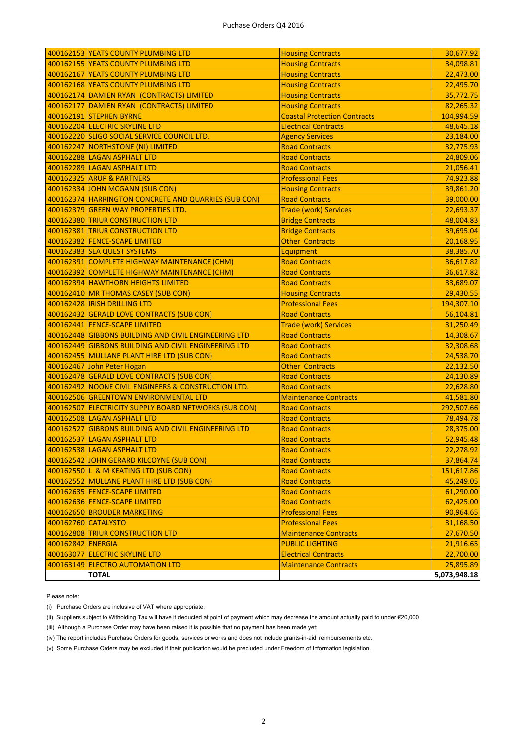# Puchase Orders Q4 2016

| | | | |
|---|---|---|---|
| 400162153 | YEATS COUNTY PLUMBING LTD | Housing Contracts | 30,677.92 |
| 400162155 | YEATS COUNTY PLUMBING LTD | Housing Contracts | 34,098.81 |
| 400162167 | YEATS COUNTY PLUMBING LTD | Housing Contracts | 22,473.00 |
| 400162168 | YEATS COUNTY PLUMBING LTD | Housing Contracts | 22,495.70 |
| 400162174 | DAMIEN RYAN (CONTRACTS) LIMITED | Housing Contracts | 35,772.75 |
| 400162177 | DAMIEN RYAN (CONTRACTS) LIMITED | Housing Contracts | 82,265.32 |
| 400162191 | STEPHEN BYRNE | Coastal Protection Contracts | 104,994.59 |
| 400162204 | ELECTRIC SKYLINE LTD | Electrical Contracts | 48,645.18 |
| 400162220 | SLIGO SOCIAL SERVICE COUNCIL LTD. | Agency Services | 23,184.00 |
| 400162247 | NORTHSTONE (NI) LIMITED | Road Contracts | 32,775.93 |
| 400162288 | LAGAN ASPHALT LTD | Road Contracts | 24,809.06 |
| 400162289 | LAGAN ASPHALT LTD | Road Contracts | 21,056.41 |
| 400162325 | ARUP & PARTNERS | Professional Fees | 74,923.88 |
| 400162334 | JOHN MCGANN (SUB CON) | Housing Contracts | 39,861.20 |
| 400162374 | HARRINGTON CONCRETE AND QUARRIES (SUB CON) | Road Contracts | 39,000.00 |
| 400162379 | GREEN WAY PROPERTIES LTD. | Trade (work) Services | 22,693.37 |
| 400162380 | TRIUR CONSTRUCTION LTD | Bridge Contracts | 48,004.83 |
| 400162381 | TRIUR CONSTRUCTION LTD | Bridge Contracts | 39,695.04 |
| 400162382 | FENCE-SCAPE LIMITED | Other Contracts | 20,168.95 |
| 400162383 | SEA QUEST SYSTEMS | Equipment | 38,385.70 |
| 400162391 | COMPLETE HIGHWAY MAINTENANCE (CHM) | Road Contracts | 36,617.82 |
| 400162392 | COMPLETE HIGHWAY MAINTENANCE (CHM) | Road Contracts | 36,617.82 |
| 400162394 | HAWTHORN HEIGHTS LIMITED | Road Contracts | 33,689.07 |
| 400162410 | MR THOMAS CASEY (SUB CON) | Housing Contracts | 29,430.55 |
| 400162428 | IRISH DRILLING LTD | Professional Fees | 194,307.10 |
| 400162432 | GERALD LOVE CONTRACTS (SUB CON) | Road Contracts | 56,104.81 |
| 400162441 | FENCE-SCAPE LIMITED | Trade (work) Services | 31,250.49 |
| 400162448 | GIBBONS BUILDING AND CIVIL ENGINEERING LTD | Road Contracts | 14,308.67 |
| 400162449 | GIBBONS BUILDING AND CIVIL ENGINEERING LTD | Road Contracts | 32,308.68 |
| 400162455 | MULLANE PLANT HIRE LTD (SUB CON) | Road Contracts | 24,538.70 |
| 400162467 | John Peter Hogan | Other Contracts | 22,132.50 |
| 400162478 | GERALD LOVE CONTRACTS (SUB CON) | Road Contracts | 24,130.89 |
| 400162492 | NOONE CIVIL ENGINEERS & CONSTRUCTION LTD. | Road Contracts | 22,628.80 |
| 400162506 | GREENTOWN ENVIRONMENTAL LTD | Maintenance Contracts | 41,581.80 |
| 400162507 | ELECTRICITY SUPPLY BOARD NETWORKS (SUB CON) | Road Contracts | 292,507.66 |
| 400162508 | LAGAN ASPHALT LTD | Road Contracts | 78,494.78 |
| 400162527 | GIBBONS BUILDING AND CIVIL ENGINEERING LTD | Road Contracts | 28,375.00 |
| 400162537 | LAGAN ASPHALT LTD | Road Contracts | 52,945.48 |
| 400162538 | LAGAN ASPHALT LTD | Road Contracts | 22,278.92 |
| 400162542 | JOHN GERARD KILCOYNE (SUB CON) | Road Contracts | 37,864.74 |
| 400162550 | L & M KEATING LTD (SUB CON) | Road Contracts | 151,617.86 |
| 400162552 | MULLANE PLANT HIRE LTD (SUB CON) | Road Contracts | 45,249.05 |
| 400162635 | FENCE-SCAPE LIMITED | Road Contracts | 61,290.00 |
| 400162636 | FENCE-SCAPE LIMITED | Road Contracts | 62,425.00 |
| 400162650 | BROUDER MARKETING | Professional Fees | 90,964.65 |
| 400162760 | CATALYSTO | Professional Fees | 31,168.50 |
| 400162808 | TRIUR CONSTRUCTION LTD | Maintenance Contracts | 27,670.50 |
| 400162842 | ENERGIA | PUBLIC LIGHTING | 21,916.65 |
| 400163077 | ELECTRIC SKYLINE LTD | Electrical Contracts | 22,700.00 |
| 400163149 | ELECTRO AUTOMATION LTD | Maintenance Contracts | 25,895.89 |
| | **TOTAL** | | **5,073,948.18** |

Please note:

(i) Purchase Orders are inclusive of VAT where appropriate.

(ii) Suppliers subject to Witholding Tax will have it deducted at point of payment which may decrease the amount actually paid to under €20,000

(iii) Although a Purchase Order may have been raised it is possible that no payment has been made yet;

(iv) The report includes Purchase Orders for goods, services or works and does not include grants-in-aid, reimbursements etc.

(v) Some Purchase Orders may be excluded if their publication would be precluded under Freedom of Information legislation.